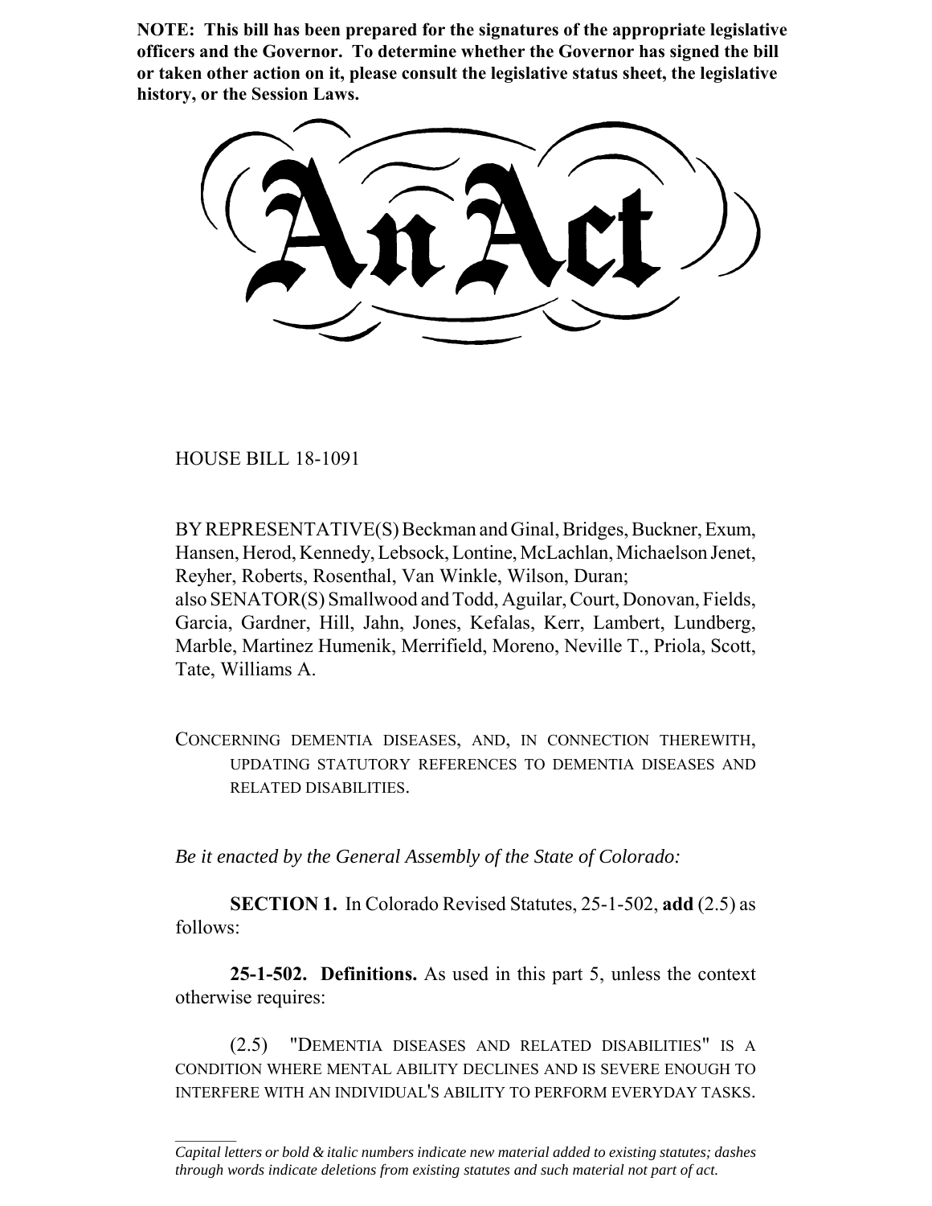**NOTE: This bill has been prepared for the signatures of the appropriate legislative officers and the Governor. To determine whether the Governor has signed the bill or taken other action on it, please consult the legislative status sheet, the legislative history, or the Session Laws.**

# An Act

HOUSE BILL 18-1091

BY REPRESENTATIVE(S) Beckman and Ginal, Bridges, Buckner, Exum, Hansen, Herod, Kennedy, Lebsock, Lontine, McLachlan, Michaelson Jenet, Reyher, Roberts, Rosenthal, Van Winkle, Wilson, Duran;
also SENATOR(S) Smallwood and Todd, Aguilar, Court, Donovan, Fields, Garcia, Gardner, Hill, Jahn, Jones, Kefalas, Kerr, Lambert, Lundberg, Marble, Martinez Humenik, Merrifield, Moreno, Neville T., Priola, Scott, Tate, Williams A.

CONCERNING DEMENTIA DISEASES, AND, IN CONNECTION THEREWITH, UPDATING STATUTORY REFERENCES TO DEMENTIA DISEASES AND RELATED DISABILITIES.

*Be it enacted by the General Assembly of the State of Colorado:*

**SECTION 1.** In Colorado Revised Statutes, 25-1-502, **add** (2.5) as follows:

**25-1-502. Definitions.** As used in this part 5, unless the context otherwise requires:

(2.5) "DEMENTIA DISEASES AND RELATED DISABILITIES" IS A CONDITION WHERE MENTAL ABILITY DECLINES AND IS SEVERE ENOUGH TO INTERFERE WITH AN INDIVIDUAL'S ABILITY TO PERFORM EVERYDAY TASKS.

*Capital letters or bold & italic numbers indicate new material added to existing statutes; dashes through words indicate deletions from existing statutes and such material not part of act.*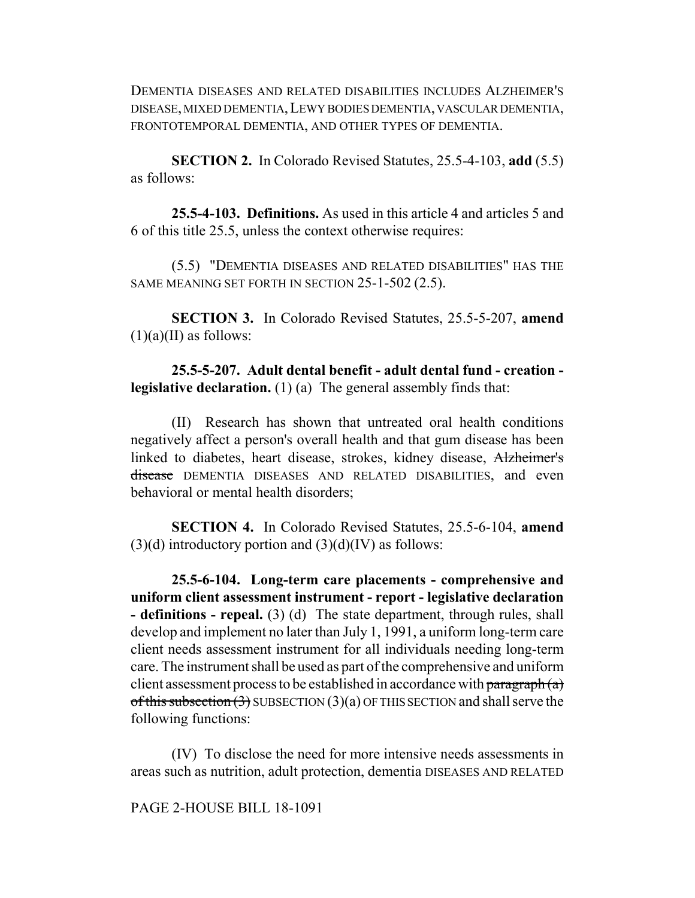DEMENTIA DISEASES AND RELATED DISABILITIES INCLUDES ALZHEIMER'S DISEASE, MIXED DEMENTIA, LEWY BODIES DEMENTIA, VASCULAR DEMENTIA, FRONTOTEMPORAL DEMENTIA, AND OTHER TYPES OF DEMENTIA.

**SECTION 2.** In Colorado Revised Statutes, 25.5-4-103, **add** (5.5) as follows:

**25.5-4-103. Definitions.** As used in this article 4 and articles 5 and 6 of this title 25.5, unless the context otherwise requires:

(5.5) "DEMENTIA DISEASES AND RELATED DISABILITIES" HAS THE SAME MEANING SET FORTH IN SECTION 25-1-502 (2.5).

**SECTION 3.** In Colorado Revised Statutes, 25.5-5-207, **amend** (1)(a)(II) as follows:

**25.5-5-207. Adult dental benefit - adult dental fund - creation - legislative declaration.** (1) (a) The general assembly finds that:

(II) Research has shown that untreated oral health conditions negatively affect a person's overall health and that gum disease has been linked to diabetes, heart disease, strokes, kidney disease, ~~Alzheimer's disease~~ DEMENTIA DISEASES AND RELATED DISABILITIES, and even behavioral or mental health disorders;

**SECTION 4.** In Colorado Revised Statutes, 25.5-6-104, **amend** (3)(d) introductory portion and (3)(d)(IV) as follows:

**25.5-6-104. Long-term care placements - comprehensive and uniform client assessment instrument - report - legislative declaration - definitions - repeal.** (3) (d) The state department, through rules, shall develop and implement no later than July 1, 1991, a uniform long-term care client needs assessment instrument for all individuals needing long-term care. The instrument shall be used as part of the comprehensive and uniform client assessment process to be established in accordance with ~~paragraph (a) of this subsection (3)~~ SUBSECTION (3)(a) OF THIS SECTION and shall serve the following functions:

(IV) To disclose the need for more intensive needs assessments in areas such as nutrition, adult protection, dementia DISEASES AND RELATED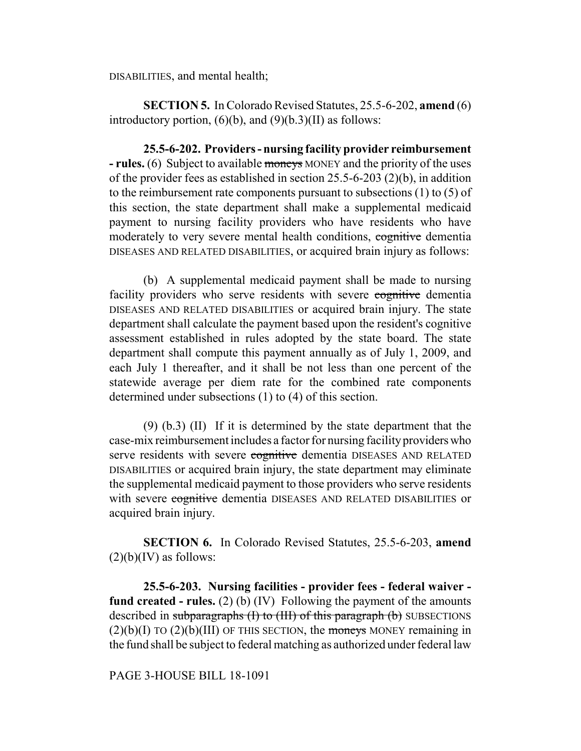DISABILITIES, and mental health;

**SECTION 5.** In Colorado Revised Statutes, 25.5-6-202, **amend** (6) introductory portion, (6)(b), and (9)(b.3)(II) as follows:

**25.5-6-202. Providers - nursing facility provider reimbursement - rules.** (6) Subject to available ~~moneys~~ MONEY and the priority of the uses of the provider fees as established in section 25.5-6-203 (2)(b), in addition to the reimbursement rate components pursuant to subsections (1) to (5) of this section, the state department shall make a supplemental medicaid payment to nursing facility providers who have residents who have moderately to very severe mental health conditions, ~~cognitive~~ dementia DISEASES AND RELATED DISABILITIES, or acquired brain injury as follows:

(b) A supplemental medicaid payment shall be made to nursing facility providers who serve residents with severe ~~cognitive~~ dementia DISEASES AND RELATED DISABILITIES or acquired brain injury. The state department shall calculate the payment based upon the resident's cognitive assessment established in rules adopted by the state board. The state department shall compute this payment annually as of July 1, 2009, and each July 1 thereafter, and it shall be not less than one percent of the statewide average per diem rate for the combined rate components determined under subsections (1) to (4) of this section.

(9) (b.3) (II) If it is determined by the state department that the case-mix reimbursement includes a factor for nursing facility providers who serve residents with severe ~~cognitive~~ dementia DISEASES AND RELATED DISABILITIES or acquired brain injury, the state department may eliminate the supplemental medicaid payment to those providers who serve residents with severe ~~cognitive~~ dementia DISEASES AND RELATED DISABILITIES or acquired brain injury.

**SECTION 6.** In Colorado Revised Statutes, 25.5-6-203, **amend** (2)(b)(IV) as follows:

**25.5-6-203. Nursing facilities - provider fees - federal waiver - fund created - rules.** (2) (b) (IV) Following the payment of the amounts described in ~~subparagraphs (I) to (III) of this paragraph (b)~~ SUBSECTIONS (2)(b)(I) TO (2)(b)(III) OF THIS SECTION, the ~~moneys~~ MONEY remaining in the fund shall be subject to federal matching as authorized under federal law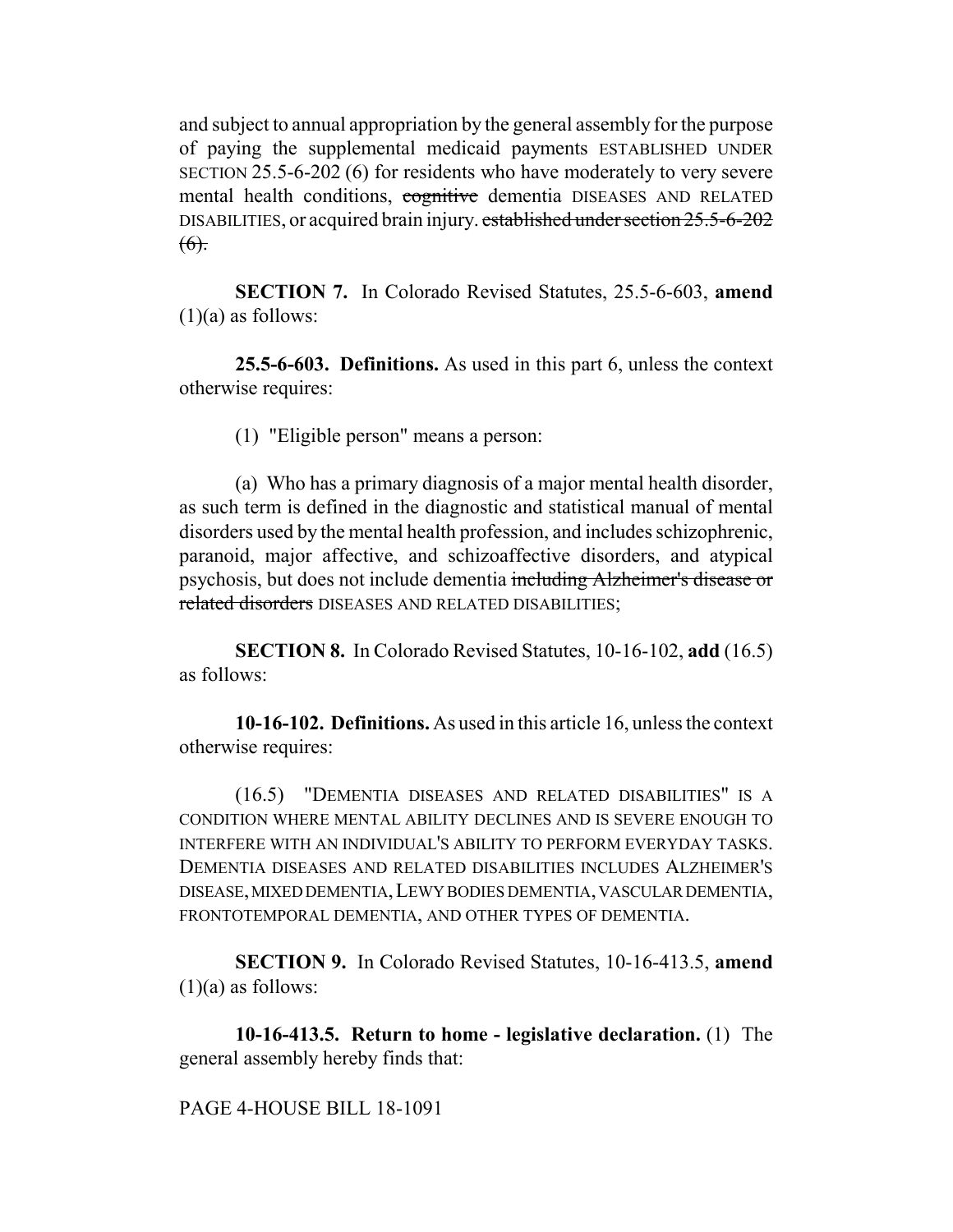and subject to annual appropriation by the general assembly for the purpose of paying the supplemental medicaid payments ESTABLISHED UNDER SECTION 25.5-6-202 (6) for residents who have moderately to very severe mental health conditions, ~~cognitive~~ dementia DISEASES AND RELATED DISABILITIES, or acquired brain injury. ~~established under section 25.5-6-202 (6).~~

**SECTION 7.** In Colorado Revised Statutes, 25.5-6-603, **amend** (1)(a) as follows:

**25.5-6-603. Definitions.** As used in this part 6, unless the context otherwise requires:

(1) "Eligible person" means a person:

(a) Who has a primary diagnosis of a major mental health disorder, as such term is defined in the diagnostic and statistical manual of mental disorders used by the mental health profession, and includes schizophrenic, paranoid, major affective, and schizoaffective disorders, and atypical psychosis, but does not include dementia ~~including Alzheimer's disease or related disorders~~ DISEASES AND RELATED DISABILITIES;

**SECTION 8.** In Colorado Revised Statutes, 10-16-102, **add** (16.5) as follows:

**10-16-102. Definitions.** As used in this article 16, unless the context otherwise requires:

(16.5) "DEMENTIA DISEASES AND RELATED DISABILITIES" IS A CONDITION WHERE MENTAL ABILITY DECLINES AND IS SEVERE ENOUGH TO INTERFERE WITH AN INDIVIDUAL'S ABILITY TO PERFORM EVERYDAY TASKS. DEMENTIA DISEASES AND RELATED DISABILITIES INCLUDES ALZHEIMER'S DISEASE, MIXED DEMENTIA, LEWY BODIES DEMENTIA, VASCULAR DEMENTIA, FRONTOTEMPORAL DEMENTIA, AND OTHER TYPES OF DEMENTIA.

**SECTION 9.** In Colorado Revised Statutes, 10-16-413.5, **amend** (1)(a) as follows:

**10-16-413.5. Return to home - legislative declaration.** (1) The general assembly hereby finds that:

PAGE 4-HOUSE BILL 18-1091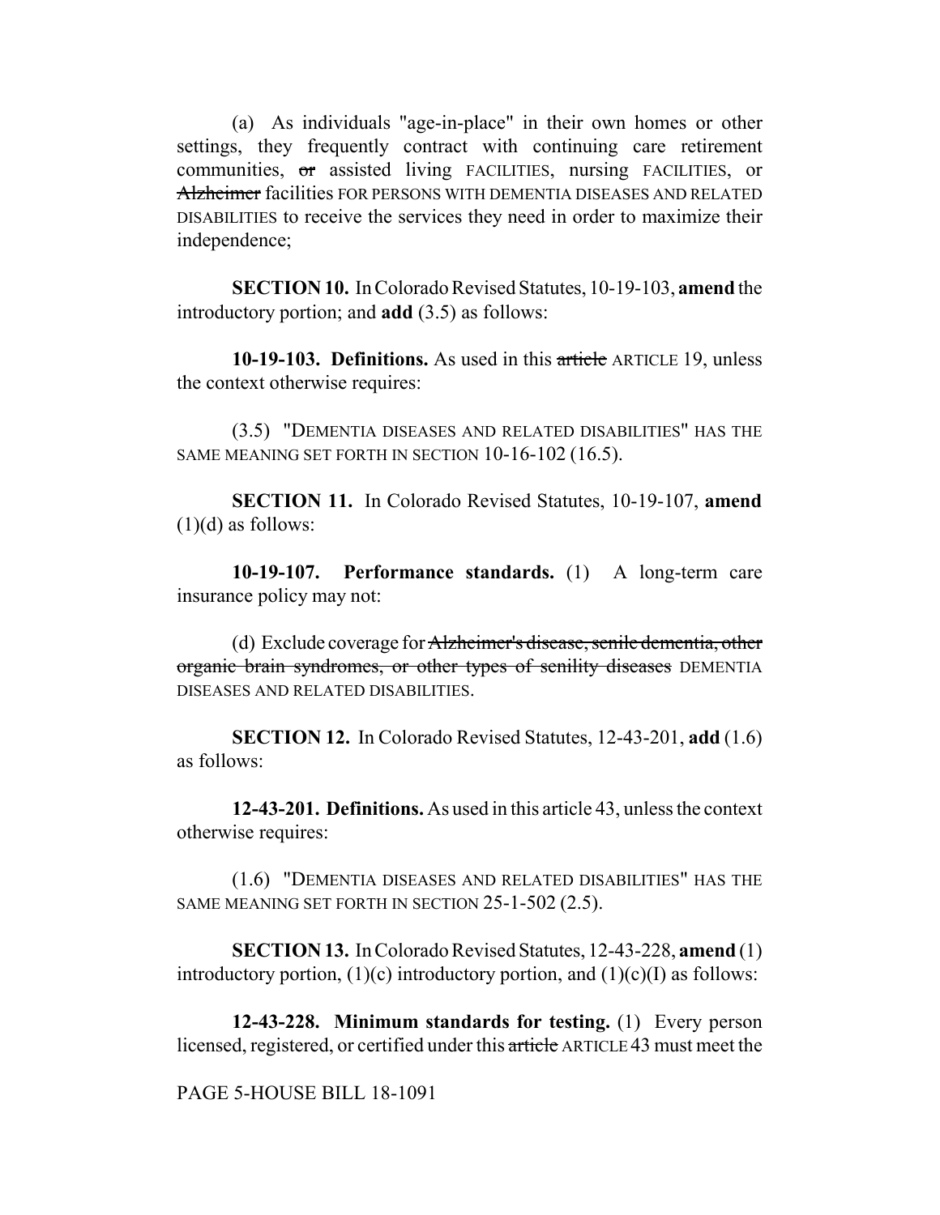(a) As individuals "age-in-place" in their own homes or other settings, they frequently contract with continuing care retirement communities, ~~or~~ assisted living FACILITIES, nursing FACILITIES, or ~~Alzheimer~~ facilities FOR PERSONS WITH DEMENTIA DISEASES AND RELATED DISABILITIES to receive the services they need in order to maximize their independence;

**SECTION 10.** In Colorado Revised Statutes, 10-19-103, **amend** the introductory portion; and **add** (3.5) as follows:

**10-19-103. Definitions.** As used in this ~~article~~ ARTICLE 19, unless the context otherwise requires:

(3.5) "DEMENTIA DISEASES AND RELATED DISABILITIES" HAS THE SAME MEANING SET FORTH IN SECTION 10-16-102 (16.5).

**SECTION 11.** In Colorado Revised Statutes, 10-19-107, **amend** (1)(d) as follows:

**10-19-107. Performance standards.** (1) A long-term care insurance policy may not:

(d) Exclude coverage for ~~Alzheimer's disease, senile dementia, other organic brain syndromes, or other types of senility diseases~~ DEMENTIA DISEASES AND RELATED DISABILITIES.

**SECTION 12.** In Colorado Revised Statutes, 12-43-201, **add** (1.6) as follows:

**12-43-201. Definitions.** As used in this article 43, unless the context otherwise requires:

(1.6) "DEMENTIA DISEASES AND RELATED DISABILITIES" HAS THE SAME MEANING SET FORTH IN SECTION 25-1-502 (2.5).

**SECTION 13.** In Colorado Revised Statutes, 12-43-228, **amend** (1) introductory portion, (1)(c) introductory portion, and (1)(c)(I) as follows:

**12-43-228. Minimum standards for testing.** (1) Every person licensed, registered, or certified under this ~~article~~ ARTICLE 43 must meet the

PAGE 5-HOUSE BILL 18-1091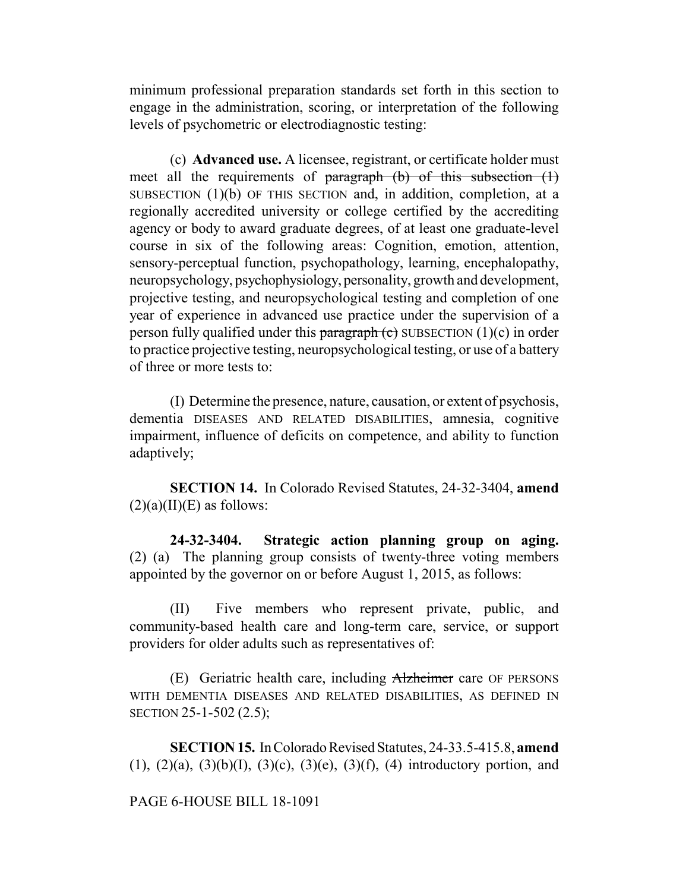minimum professional preparation standards set forth in this section to engage in the administration, scoring, or interpretation of the following levels of psychometric or electrodiagnostic testing:

(c) **Advanced use.** A licensee, registrant, or certificate holder must meet all the requirements of ~~paragraph (b) of this subsection (1)~~ SUBSECTION (1)(b) OF THIS SECTION and, in addition, completion, at a regionally accredited university or college certified by the accrediting agency or body to award graduate degrees, of at least one graduate-level course in six of the following areas: Cognition, emotion, attention, sensory-perceptual function, psychopathology, learning, encephalopathy, neuropsychology, psychophysiology, personality, growth and development, projective testing, and neuropsychological testing and completion of one year of experience in advanced use practice under the supervision of a person fully qualified under this ~~paragraph (c)~~ SUBSECTION (1)(c) in order to practice projective testing, neuropsychological testing, or use of a battery of three or more tests to:

(I) Determine the presence, nature, causation, or extent of psychosis, dementia DISEASES AND RELATED DISABILITIES, amnesia, cognitive impairment, influence of deficits on competence, and ability to function adaptively;

**SECTION 14.** In Colorado Revised Statutes, 24-32-3404, **amend** (2)(a)(II)(E) as follows:

**24-32-3404. Strategic action planning group on aging.** (2) (a) The planning group consists of twenty-three voting members appointed by the governor on or before August 1, 2015, as follows:

(II) Five members who represent private, public, and community-based health care and long-term care, service, or support providers for older adults such as representatives of:

(E) Geriatric health care, including ~~Alzheimer~~ care OF PERSONS WITH DEMENTIA DISEASES AND RELATED DISABILITIES, AS DEFINED IN SECTION 25-1-502 (2.5);

**SECTION 15.** In Colorado Revised Statutes, 24-33.5-415.8, **amend** (1), (2)(a), (3)(b)(I), (3)(c), (3)(e), (3)(f), (4) introductory portion, and

PAGE 6-HOUSE BILL 18-1091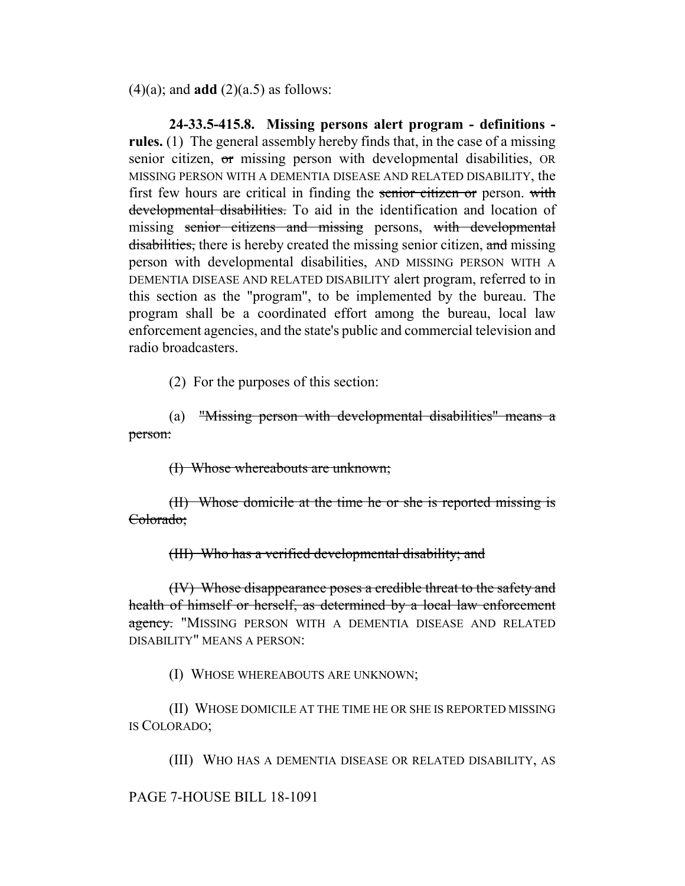(4)(a); and **add** (2)(a.5) as follows:

**24-33.5-415.8. Missing persons alert program - definitions - rules.** (1) The general assembly hereby finds that, in the case of a missing senior citizen, ~~or~~ missing person with developmental disabilities, OR MISSING PERSON WITH A DEMENTIA DISEASE AND RELATED DISABILITY, the first few hours are critical in finding the ~~senior citizen or~~ person. ~~with developmental disabilities.~~ To aid in the identification and location of missing ~~senior citizens and missing~~ persons, ~~with developmental disabilities,~~ there is hereby created the missing senior citizen, ~~and~~ missing person with developmental disabilities, AND MISSING PERSON WITH A DEMENTIA DISEASE AND RELATED DISABILITY alert program, referred to in this section as the "program", to be implemented by the bureau. The program shall be a coordinated effort among the bureau, local law enforcement agencies, and the state's public and commercial television and radio broadcasters.

(2) For the purposes of this section:

(a) ~~"Missing person with developmental disabilities" means a person:~~

~~(I) Whose whereabouts are unknown;~~

~~(II) Whose domicile at the time he or she is reported missing is Colorado;~~

~~(III) Who has a verified developmental disability; and~~

~~(IV) Whose disappearance poses a credible threat to the safety and health of himself or herself, as determined by a local law enforcement agency.~~ "MISSING PERSON WITH A DEMENTIA DISEASE AND RELATED DISABILITY" MEANS A PERSON:

(I) WHOSE WHEREABOUTS ARE UNKNOWN;

(II) WHOSE DOMICILE AT THE TIME HE OR SHE IS REPORTED MISSING IS COLORADO;

(III) WHO HAS A DEMENTIA DISEASE OR RELATED DISABILITY, AS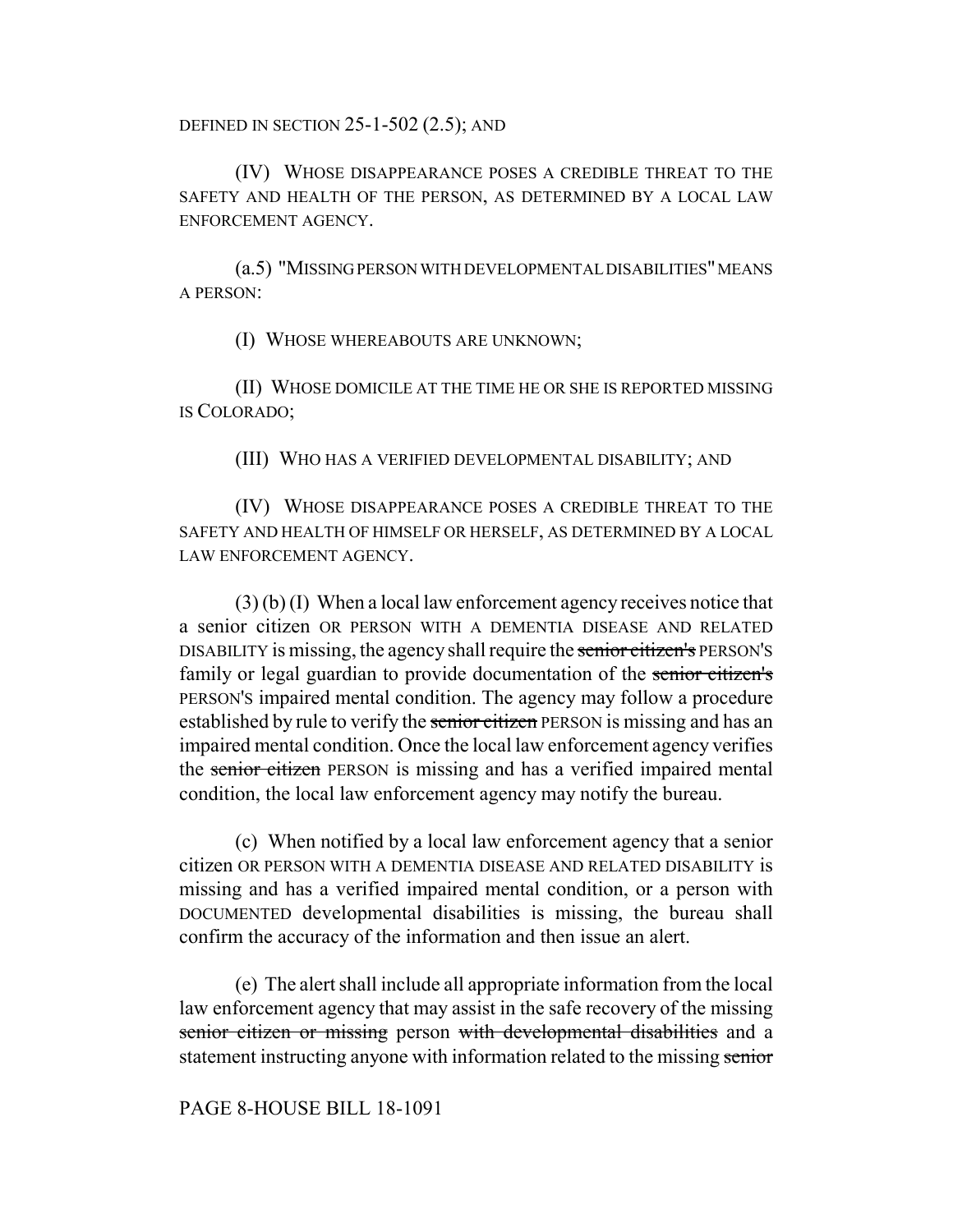DEFINED IN SECTION 25-1-502 (2.5); AND

(IV) WHOSE DISAPPEARANCE POSES A CREDIBLE THREAT TO THE SAFETY AND HEALTH OF THE PERSON, AS DETERMINED BY A LOCAL LAW ENFORCEMENT AGENCY.

(a.5) "MISSING PERSON WITH DEVELOPMENTAL DISABILITIES" MEANS A PERSON:

(I) WHOSE WHEREABOUTS ARE UNKNOWN;

(II) WHOSE DOMICILE AT THE TIME HE OR SHE IS REPORTED MISSING IS COLORADO;

(III) WHO HAS A VERIFIED DEVELOPMENTAL DISABILITY; AND

(IV) WHOSE DISAPPEARANCE POSES A CREDIBLE THREAT TO THE SAFETY AND HEALTH OF HIMSELF OR HERSELF, AS DETERMINED BY A LOCAL LAW ENFORCEMENT AGENCY.

(3) (b) (I) When a local law enforcement agency receives notice that a senior citizen OR PERSON WITH A DEMENTIA DISEASE AND RELATED DISABILITY is missing, the agency shall require the ~~senior citizen's~~ PERSON'S family or legal guardian to provide documentation of the ~~senior citizen's~~ PERSON'S impaired mental condition. The agency may follow a procedure established by rule to verify the ~~senior citizen~~ PERSON is missing and has an impaired mental condition. Once the local law enforcement agency verifies the ~~senior citizen~~ PERSON is missing and has a verified impaired mental condition, the local law enforcement agency may notify the bureau.

(c) When notified by a local law enforcement agency that a senior citizen OR PERSON WITH A DEMENTIA DISEASE AND RELATED DISABILITY is missing and has a verified impaired mental condition, or a person with DOCUMENTED developmental disabilities is missing, the bureau shall confirm the accuracy of the information and then issue an alert.

(e) The alert shall include all appropriate information from the local law enforcement agency that may assist in the safe recovery of the missing ~~senior citizen or missing~~ person ~~with developmental disabilities~~ and a statement instructing anyone with information related to the missing ~~senior~~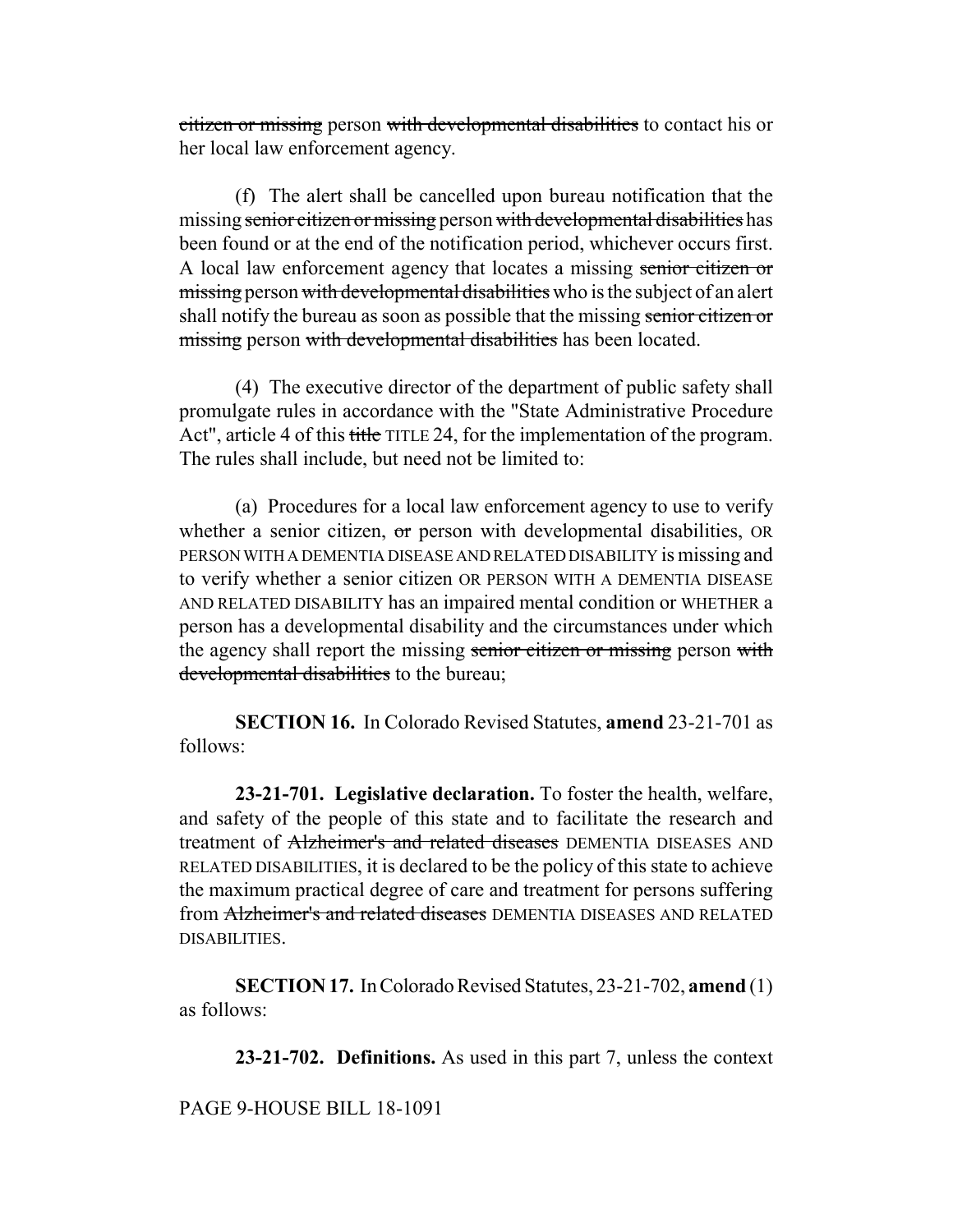~~citizen or missing~~ person ~~with developmental disabilities~~ to contact his or her local law enforcement agency.

(f) The alert shall be cancelled upon bureau notification that the missing ~~senior citizen or missing~~ person ~~with developmental disabilities~~ has been found or at the end of the notification period, whichever occurs first. A local law enforcement agency that locates a missing ~~senior citizen or missing~~ person ~~with developmental disabilities~~ who is the subject of an alert shall notify the bureau as soon as possible that the missing ~~senior citizen or missing~~ person ~~with developmental disabilities~~ has been located.

(4) The executive director of the department of public safety shall promulgate rules in accordance with the "State Administrative Procedure Act", article 4 of this ~~title~~ TITLE 24, for the implementation of the program. The rules shall include, but need not be limited to:

(a) Procedures for a local law enforcement agency to use to verify whether a senior citizen, ~~or~~ person with developmental disabilities, OR PERSON WITH A DEMENTIA DISEASE AND RELATED DISABILITY is missing and to verify whether a senior citizen OR PERSON WITH A DEMENTIA DISEASE AND RELATED DISABILITY has an impaired mental condition or WHETHER a person has a developmental disability and the circumstances under which the agency shall report the missing ~~senior citizen or missing~~ person ~~with developmental disabilities~~ to the bureau;

**SECTION 16.** In Colorado Revised Statutes, **amend** 23-21-701 as follows:

**23-21-701. Legislative declaration.** To foster the health, welfare, and safety of the people of this state and to facilitate the research and treatment of ~~Alzheimer's and related diseases~~ DEMENTIA DISEASES AND RELATED DISABILITIES, it is declared to be the policy of this state to achieve the maximum practical degree of care and treatment for persons suffering from ~~Alzheimer's and related diseases~~ DEMENTIA DISEASES AND RELATED DISABILITIES.

**SECTION 17.** In Colorado Revised Statutes, 23-21-702, **amend** (1) as follows:

**23-21-702. Definitions.** As used in this part 7, unless the context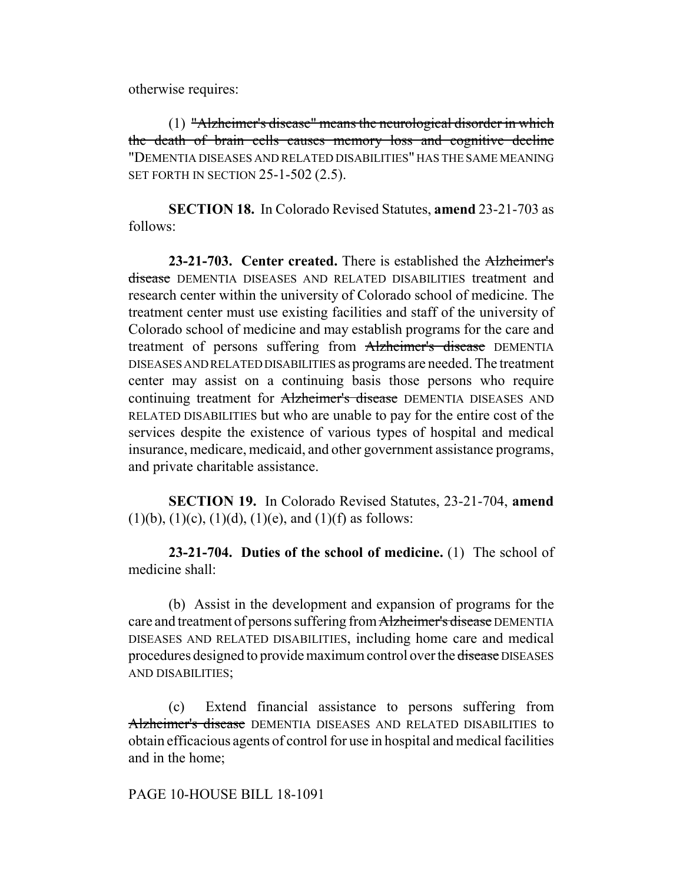otherwise requires:

(1) ~~"Alzheimer's disease" means the neurological disorder in which the death of brain cells causes memory loss and cognitive decline~~ "DEMENTIA DISEASES AND RELATED DISABILITIES" HAS THE SAME MEANING SET FORTH IN SECTION 25-1-502 (2.5).

**SECTION 18.** In Colorado Revised Statutes, **amend** 23-21-703 as follows:

**23-21-703. Center created.** There is established the ~~Alzheimer's disease~~ DEMENTIA DISEASES AND RELATED DISABILITIES treatment and research center within the university of Colorado school of medicine. The treatment center must use existing facilities and staff of the university of Colorado school of medicine and may establish programs for the care and treatment of persons suffering from ~~Alzheimer's disease~~ DEMENTIA DISEASES AND RELATED DISABILITIES as programs are needed. The treatment center may assist on a continuing basis those persons who require continuing treatment for ~~Alzheimer's disease~~ DEMENTIA DISEASES AND RELATED DISABILITIES but who are unable to pay for the entire cost of the services despite the existence of various types of hospital and medical insurance, medicare, medicaid, and other government assistance programs, and private charitable assistance.

**SECTION 19.** In Colorado Revised Statutes, 23-21-704, **amend** (1)(b), (1)(c), (1)(d), (1)(e), and (1)(f) as follows:

**23-21-704. Duties of the school of medicine.** (1) The school of medicine shall:

(b) Assist in the development and expansion of programs for the care and treatment of persons suffering from ~~Alzheimer's disease~~ DEMENTIA DISEASES AND RELATED DISABILITIES, including home care and medical procedures designed to provide maximum control over the ~~disease~~ DISEASES AND DISABILITIES;

(c) Extend financial assistance to persons suffering from ~~Alzheimer's disease~~ DEMENTIA DISEASES AND RELATED DISABILITIES to obtain efficacious agents of control for use in hospital and medical facilities and in the home;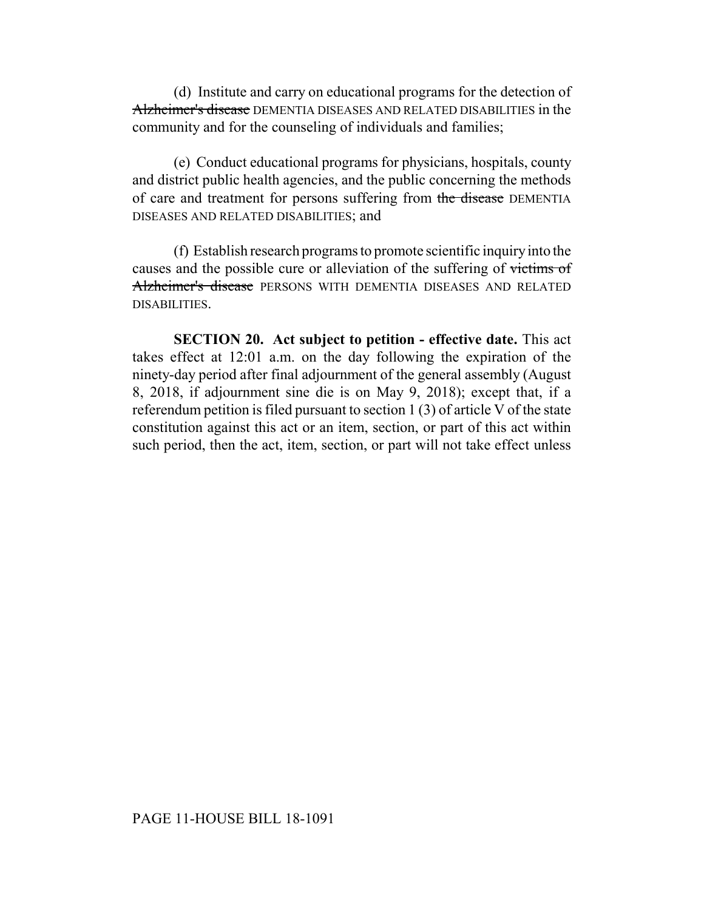(d) Institute and carry on educational programs for the detection of ~~Alzheimer's disease~~ DEMENTIA DISEASES AND RELATED DISABILITIES in the community and for the counseling of individuals and families;

(e) Conduct educational programs for physicians, hospitals, county and district public health agencies, and the public concerning the methods of care and treatment for persons suffering from ~~the disease~~ DEMENTIA DISEASES AND RELATED DISABILITIES; and

(f) Establish research programs to promote scientific inquiry into the causes and the possible cure or alleviation of the suffering of ~~victims of Alzheimer's disease~~ PERSONS WITH DEMENTIA DISEASES AND RELATED DISABILITIES.

**SECTION 20. Act subject to petition - effective date.** This act takes effect at 12:01 a.m. on the day following the expiration of the ninety-day period after final adjournment of the general assembly (August 8, 2018, if adjournment sine die is on May 9, 2018); except that, if a referendum petition is filed pursuant to section 1 (3) of article V of the state constitution against this act or an item, section, or part of this act within such period, then the act, item, section, or part will not take effect unless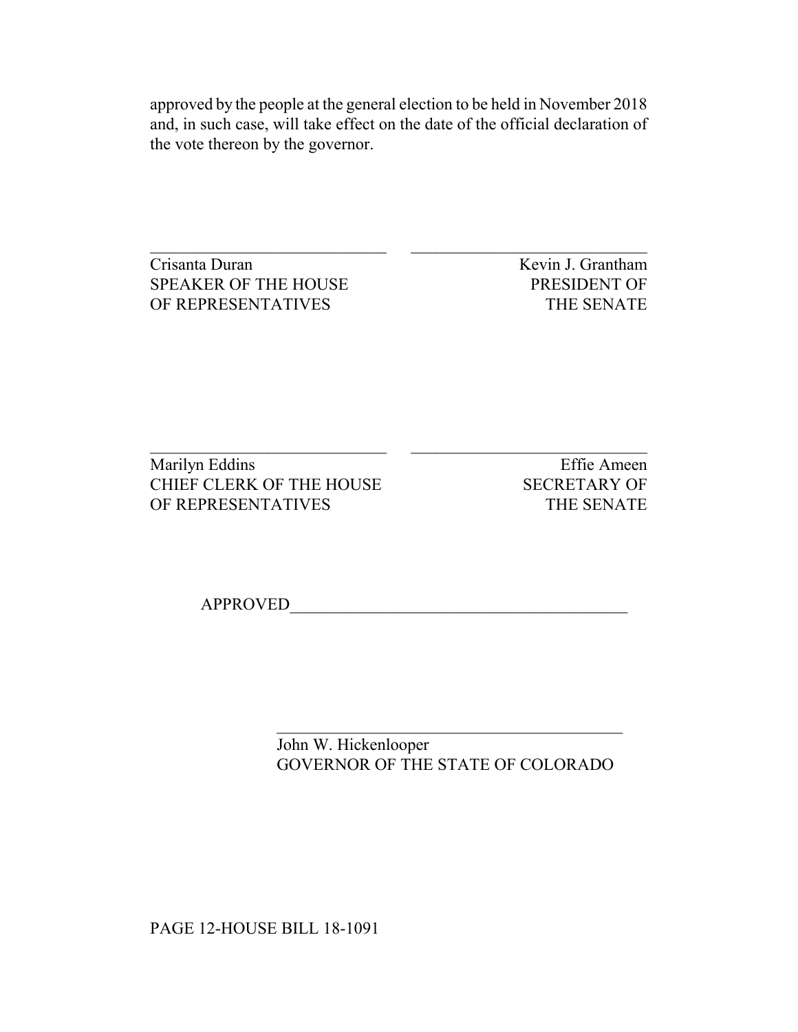approved by the people at the general election to be held in November 2018 and, in such case, will take effect on the date of the official declaration of the vote thereon by the governor.

____________________________ ____________________________
Crisanta Duran
SPEAKER OF THE HOUSE
OF REPRESENTATIVES

Kevin J. Grantham
PRESIDENT OF
THE SENATE

____________________________ ____________________________
Marilyn Eddins
CHIEF CLERK OF THE HOUSE
OF REPRESENTATIVES

Effie Ameen
SECRETARY OF
THE SENATE

APPROVED________________________________________

_________________________________________
John W. Hickenlooper
GOVERNOR OF THE STATE OF COLORADO

PAGE 12-HOUSE BILL 18-1091